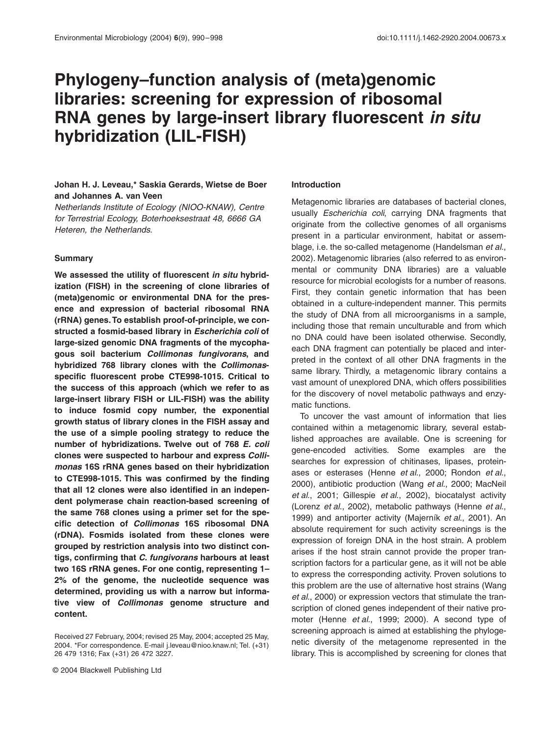# Phylogeny–function analysis of (meta)genomic libraries: screening for expression of ribosomal RNA genes by large-insert library fluorescent *in situ* hybridization (LIL-FISH)

**Johan H. J. Leveau,* Saskia Gerards, Wietse de Boer and Johannes A. van Veen**

*Netherlands Institute of Ecology (NIOO-KNAW), Centre for Terrestrial Ecology, Boterhoeksestraat 48, 6666 GA Heteren, the Netherlands.*

## Summary

**We assessed the utility of fluorescent *in situ* hybridization (FISH) in the screening of clone libraries of (meta)genomic or environmental DNA for the presence and expression of bacterial ribosomal RNA (rRNA) genes. To establish proof-of-principle, we constructed a fosmid-based library in *Escherichia coli* of large-sized genomic DNA fragments of the mycophagous soil bacterium *Collimonas fungivorans*, and hybridized 768 library clones with the *Collimonas*-specific fluorescent probe CTE998-1015. Critical to the success of this approach (which we refer to as large-insert library FISH or LIL-FISH) was the ability to induce fosmid copy number, the exponential growth status of library clones in the FISH assay and the use of a simple pooling strategy to reduce the number of hybridizations. Twelve out of 768 *E. coli* clones were suspected to harbour and express *Collimonas* 16S rRNA genes based on their hybridization to CTE998-1015. This was confirmed by the finding that all 12 clones were also identified in an independent polymerase chain reaction-based screening of the same 768 clones using a primer set for the specific detection of *Collimonas* 16S ribosomal DNA (rDNA). Fosmids isolated from these clones were grouped by restriction analysis into two distinct contigs, confirming that *C. fungivorans* harbours at least two 16S rRNA genes. For one contig, representing 1–2% of the genome, the nucleotide sequence was determined, providing us with a narrow but informative view of *Collimonas* genome structure and content.**

Received 27 February, 2004; revised 25 May, 2004; accepted 25 May, 2004. *For correspondence. E-mail j.leveau@nioo.knaw.nl; Tel. (+31) 26 479 1316; Fax (+31) 26 472 3227.

## Introduction

Metagenomic libraries are databases of bacterial clones, usually *Escherichia coli*, carrying DNA fragments that originate from the collective genomes of all organisms present in a particular environment, habitat or assemblage, i.e. the so-called metagenome (Handelsman *et al*., 2002). Metagenomic libraries (also referred to as environmental or community DNA libraries) are a valuable resource for microbial ecologists for a number of reasons. First, they contain genetic information that has been obtained in a culture-independent manner. This permits the study of DNA from all microorganisms in a sample, including those that remain unculturable and from which no DNA could have been isolated otherwise. Secondly, each DNA fragment can potentially be placed and interpreted in the context of all other DNA fragments in the same library. Thirdly, a metagenomic library contains a vast amount of unexplored DNA, which offers possibilities for the discovery of novel metabolic pathways and enzymatic functions.

To uncover the vast amount of information that lies contained within a metagenomic library, several established approaches are available. One is screening for gene-encoded activities. Some examples are the searches for expression of chitinases, lipases, proteinases or esterases (Henne *et al*., 2000; Rondon *et al*., 2000), antibiotic production (Wang *et al*., 2000; MacNeil *et al*., 2001; Gillespie *et al*., 2002), biocatalyst activity (Lorenz *et al*., 2002), metabolic pathways (Henne *et al*., 1999) and antiporter activity (Majerník *et al*., 2001). An absolute requirement for such activity screenings is the expression of foreign DNA in the host strain. A problem arises if the host strain cannot provide the proper transcription factors for a particular gene, as it will not be able to express the corresponding activity. Proven solutions to this problem are the use of alternative host strains (Wang *et al*., 2000) or expression vectors that stimulate the transcription of cloned genes independent of their native promoter (Henne *et al*., 1999; 2000). A second type of screening approach is aimed at establishing the phylogenetic diversity of the metagenome represented in the library. This is accomplished by screening for clones that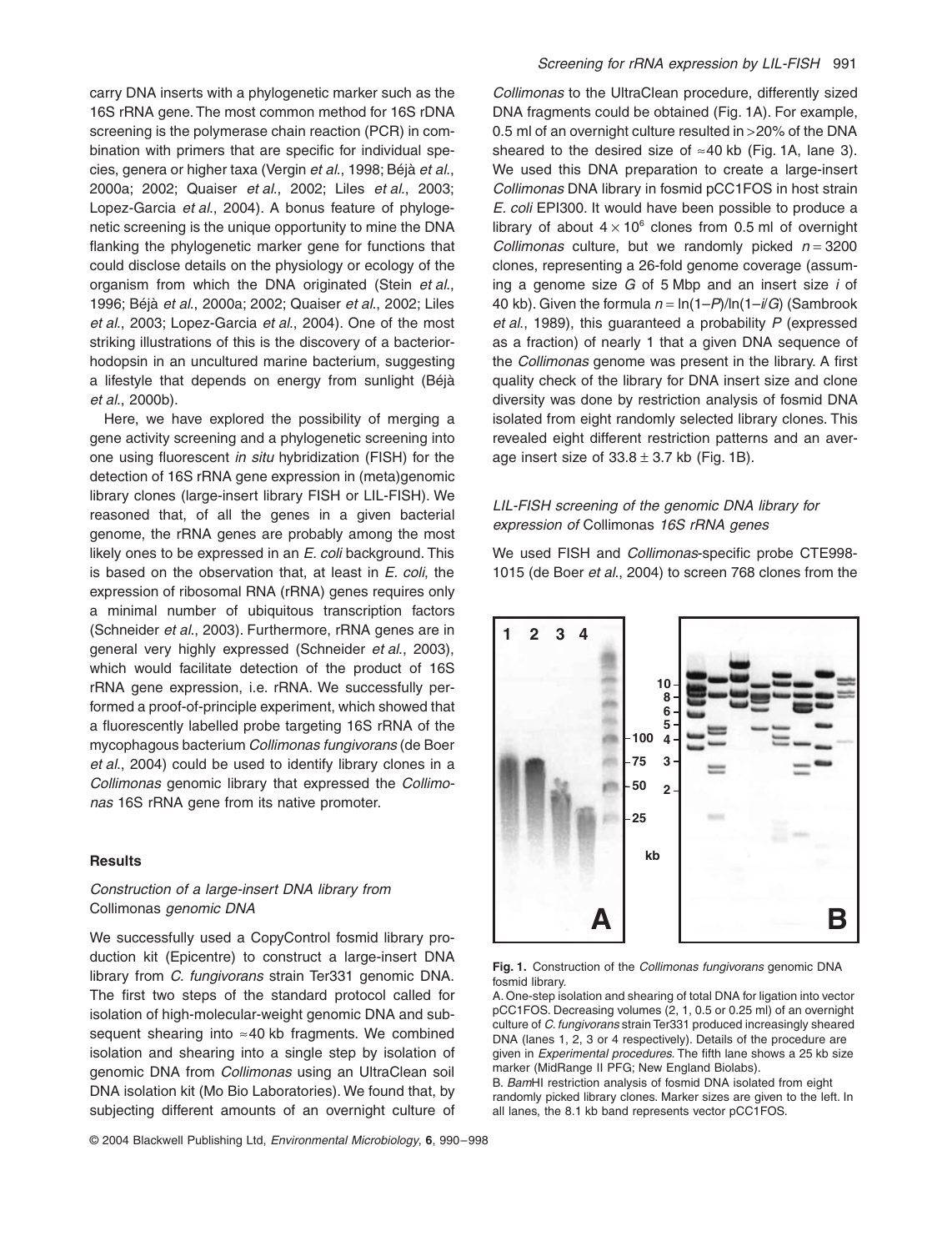carry DNA inserts with a phylogenetic marker such as the 16S rRNA gene. The most common method for 16S rDNA screening is the polymerase chain reaction (PCR) in combination with primers that are specific for individual species, genera or higher taxa (Vergin *et al.*, 1998; Béjà *et al.*, 2000a; 2002; Quaiser *et al.*, 2002; Liles *et al.*, 2003; Lopez-Garcia *et al.*, 2004). A bonus feature of phylogenetic screening is the unique opportunity to mine the DNA flanking the phylogenetic marker gene for functions that could disclose details on the physiology or ecology of the organism from which the DNA originated (Stein *et al.*, 1996; Béjà *et al.*, 2000a; 2002; Quaiser *et al.*, 2002; Liles *et al.*, 2003; Lopez-Garcia *et al.*, 2004). One of the most striking illustrations of this is the discovery of a bacteriorhodopsin in an uncultured marine bacterium, suggesting a lifestyle that depends on energy from sunlight (Béjà *et al.*, 2000b).

Here, we have explored the possibility of merging a gene activity screening and a phylogenetic screening into one using fluorescent *in situ* hybridization (FISH) for the detection of 16S rRNA gene expression in (meta)genomic library clones (large-insert library FISH or LIL-FISH). We reasoned that, of all the genes in a given bacterial genome, the rRNA genes are probably among the most likely ones to be expressed in an *E. coli* background. This is based on the observation that, at least in *E. coli*, the expression of ribosomal RNA (rRNA) genes requires only a minimal number of ubiquitous transcription factors (Schneider *et al.*, 2003). Furthermore, rRNA genes are in general very highly expressed (Schneider *et al.*, 2003), which would facilitate detection of the product of 16S rRNA gene expression, i.e. rRNA. We successfully performed a proof-of-principle experiment, which showed that a fluorescently labelled probe targeting 16S rRNA of the mycophagous bacterium *Collimonas fungivorans* (de Boer *et al.*, 2004) could be used to identify library clones in a *Collimonas* genomic library that expressed the *Collimonas* 16S rRNA gene from its native promoter.

## Results

### Construction of a large-insert DNA library from *Collimonas* genomic DNA

We successfully used a CopyControl fosmid library production kit (Epicentre) to construct a large-insert DNA library from *C. fungivorans* strain Ter331 genomic DNA. The first two steps of the standard protocol called for isolation of high-molecular-weight genomic DNA and subsequent shearing into ≈40 kb fragments. We combined isolation and shearing into a single step by isolation of genomic DNA from *Collimonas* using an UltraClean soil DNA isolation kit (Mo Bio Laboratories). We found that, by subjecting different amounts of an overnight culture of *Collimonas* to the UltraClean procedure, differently sized DNA fragments could be obtained (Fig. 1A). For example, 0.5 ml of an overnight culture resulted in >20% of the DNA sheared to the desired size of ≈40 kb (Fig. 1A, lane 3). We used this DNA preparation to create a large-insert *Collimonas* DNA library in fosmid pCC1FOS in host strain *E. coli* EPI300. It would have been possible to produce a library of about $4 \times 10^6$ clones from 0.5 ml of overnight *Collimonas* culture, but we randomly picked $n = 3200$ clones, representing a 26-fold genome coverage (assuming a genome size $G$ of 5 Mbp and an insert size $i$ of 40 kb). Given the formula $n = \ln(1-P)/\ln(1-i/G)$ (Sambrook *et al.*, 1989), this guaranteed a probability $P$ (expressed as a fraction) of nearly 1 that a given DNA sequence of the *Collimonas* genome was present in the library. A first quality check of the library for DNA insert size and clone diversity was done by restriction analysis of fosmid DNA isolated from eight randomly selected library clones. This revealed eight different restriction patterns and an average insert size of $33.8 \pm 3.7$ kb (Fig. 1B).

### LIL-FISH screening of the genomic DNA library for expression of *Collimonas* 16S rRNA genes

We used FISH and *Collimonas*-specific probe CTE998-1015 (de Boer *et al.*, 2004) to screen 768 clones from the

**Fig. 1.** Construction of the *Collimonas fungivorans* genomic DNA fosmid library.

A. One-step isolation and shearing of total DNA for ligation into vector pCC1FOS. Decreasing volumes (2, 1, 0.5 or 0.25 ml) of an overnight culture of *C. fungivorans* strain Ter331 produced increasingly sheared DNA (lanes 1, 2, 3 or 4 respectively). Details of the procedure are given in *Experimental procedures*. The fifth lane shows a 25 kb size marker (MidRange II PFG; New England Biolabs).

B. *Bam*HI restriction analysis of fosmid DNA isolated from eight randomly picked library clones. Marker sizes are given to the left. In all lanes, the 8.1 kb band represents vector pCC1FOS.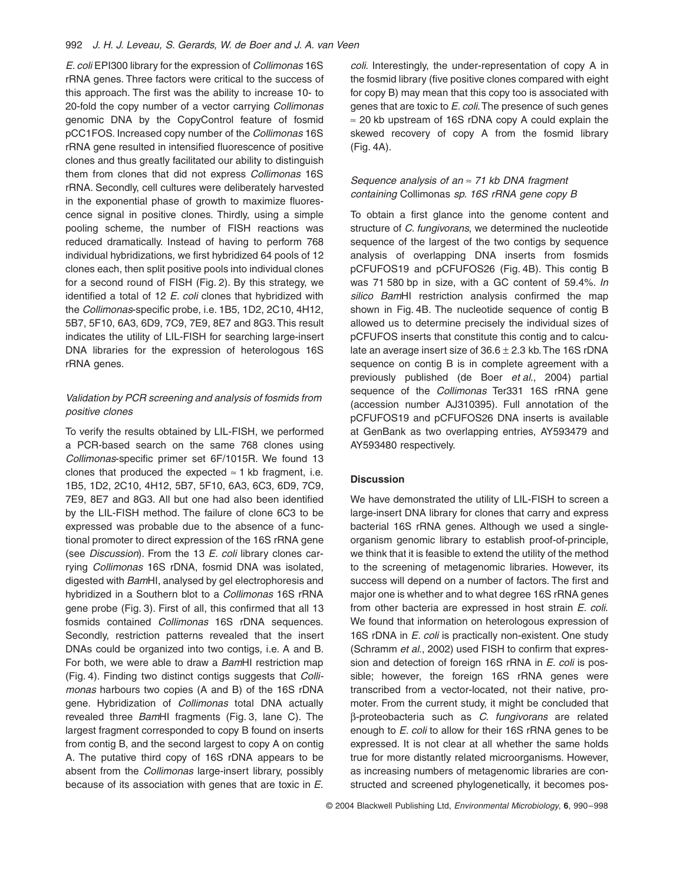*E. coli* EPI300 library for the expression of *Collimonas* 16S rRNA genes. Three factors were critical to the success of this approach. The first was the ability to increase 10- to 20-fold the copy number of a vector carrying *Collimonas* genomic DNA by the CopyControl feature of fosmid pCC1FOS. Increased copy number of the *Collimonas* 16S rRNA gene resulted in intensified fluorescence of positive clones and thus greatly facilitated our ability to distinguish them from clones that did not express *Collimonas* 16S rRNA. Secondly, cell cultures were deliberately harvested in the exponential phase of growth to maximize fluorescence signal in positive clones. Thirdly, using a simple pooling scheme, the number of FISH reactions was reduced dramatically. Instead of having to perform 768 individual hybridizations, we first hybridized 64 pools of 12 clones each, then split positive pools into individual clones for a second round of FISH (Fig. 2). By this strategy, we identified a total of 12 *E. coli* clones that hybridized with the *Collimonas*-specific probe, i.e. 1B5, 1D2, 2C10, 4H12, 5B7, 5F10, 6A3, 6D9, 7C9, 7E9, 8E7 and 8G3. This result indicates the utility of LIL-FISH for searching large-insert DNA libraries for the expression of heterologous 16S rRNA genes.

### *Validation by PCR screening and analysis of fosmids from positive clones*

To verify the results obtained by LIL-FISH, we performed a PCR-based search on the same 768 clones using *Collimonas*-specific primer set 6F/1015R. We found 13 clones that produced the expected ≈ 1 kb fragment, i.e. 1B5, 1D2, 2C10, 4H12, 5B7, 5F10, 6A3, 6C3, 6D9, 7C9, 7E9, 8E7 and 8G3. All but one had also been identified by the LIL-FISH method. The failure of clone 6C3 to be expressed was probable due to the absence of a functional promoter to direct expression of the 16S rRNA gene (see *Discussion*). From the 13 *E. coli* library clones carrying *Collimonas* 16S rDNA, fosmid DNA was isolated, digested with *Bam*HI, analysed by gel electrophoresis and hybridized in a Southern blot to a *Collimonas* 16S rRNA gene probe (Fig. 3). First of all, this confirmed that all 13 fosmids contained *Collimonas* 16S rDNA sequences. Secondly, restriction patterns revealed that the insert DNAs could be organized into two contigs, i.e. A and B. For both, we were able to draw a *Bam*HI restriction map (Fig. 4). Finding two distinct contigs suggests that *Collimonas* harbours two copies (A and B) of the 16S rDNA gene. Hybridization of *Collimonas* total DNA actually revealed three *Bam*HI fragments (Fig. 3, lane C). The largest fragment corresponded to copy B found on inserts from contig B, and the second largest to copy A on contig A. The putative third copy of 16S rDNA appears to be absent from the *Collimonas* large-insert library, possibly because of its association with genes that are toxic in *E. coli*. Interestingly, the under-representation of copy A in the fosmid library (five positive clones compared with eight for copy B) may mean that this copy too is associated with genes that are toxic to *E. coli*. The presence of such genes ≈ 20 kb upstream of 16S rDNA copy A could explain the skewed recovery of copy A from the fosmid library (Fig. 4A).

### *Sequence analysis of an ≈ 71 kb DNA fragment containing* Collimonas *sp. 16S rRNA gene copy B*

To obtain a first glance into the genome content and structure of *C. fungivorans*, we determined the nucleotide sequence of the largest of the two contigs by sequence analysis of overlapping DNA inserts from fosmids pCFUFOS19 and pCFUFOS26 (Fig. 4B). This contig B was 71 580 bp in size, with a GC content of 59.4%. *In silico Bam*HI restriction analysis confirmed the map shown in Fig. 4B. The nucleotide sequence of contig B allowed us to determine precisely the individual sizes of pCFUFOS inserts that constitute this contig and to calculate an average insert size of $36.6 \pm 2.3$ kb. The 16S rDNA sequence on contig B is in complete agreement with a previously published (de Boer *et al.*, 2004) partial sequence of the *Collimonas* Ter331 16S rRNA gene (accession number AJ310395). Full annotation of the pCFUFOS19 and pCFUFOS26 DNA inserts is available at GenBank as two overlapping entries, AY593479 and AY593480 respectively.

## Discussion

We have demonstrated the utility of LIL-FISH to screen a large-insert DNA library for clones that carry and express bacterial 16S rRNA genes. Although we used a single-organism genomic library to establish proof-of-principle, we think that it is feasible to extend the utility of the method to the screening of metagenomic libraries. However, its success will depend on a number of factors. The first and major one is whether and to what degree 16S rRNA genes from other bacteria are expressed in host strain *E. coli*. We found that information on heterologous expression of 16S rDNA in *E. coli* is practically non-existent. One study (Schramm *et al.*, 2002) used FISH to confirm that expression and detection of foreign 16S rRNA in *E. coli* is possible; however, the foreign 16S rRNA genes were transcribed from a vector-located, not their native, promoter. From the current study, it might be concluded that β-proteobacteria such as *C. fungivorans* are related enough to *E. coli* to allow for their 16S rRNA genes to be expressed. It is not clear at all whether the same holds true for more distantly related microorganisms. However, as increasing numbers of metagenomic libraries are constructed and screened phylogenetically, it becomes pos-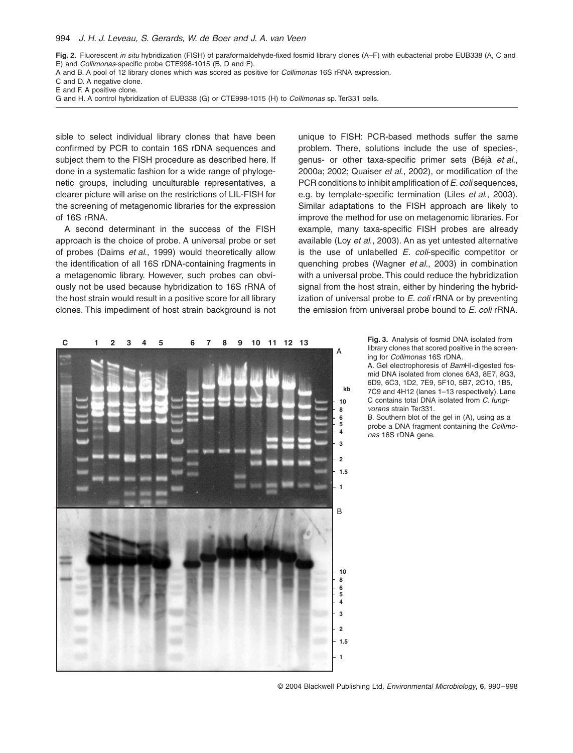**Fig. 2.** Fluorescent *in situ* hybridization (FISH) of paraformaldehyde-fixed fosmid library clones (A–F) with eubacterial probe EUB338 (A, C and E) and *Collimonas*-specific probe CTE998-1015 (B, D and F).
A and B. A pool of 12 library clones which was scored as positive for *Collimonas* 16S rRNA expression.
C and D. A negative clone.
E and F. A positive clone.
G and H. A control hybridization of EUB338 (G) or CTE998-1015 (H) to *Collimonas* sp. Ter331 cells.

sible to select individual library clones that have been confirmed by PCR to contain 16S rDNA sequences and subject them to the FISH procedure as described here. If done in a systematic fashion for a wide range of phylogenetic groups, including unculturable representatives, a clearer picture will arise on the restrictions of LIL-FISH for the screening of metagenomic libraries for the expression of 16S rRNA.

A second determinant in the success of the FISH approach is the choice of probe. A universal probe or set of probes (Daims *et al*., 1999) would theoretically allow the identification of all 16S rDNA-containing fragments in a metagenomic library. However, such probes can obviously not be used because hybridization to 16S rRNA of the host strain would result in a positive score for all library clones. This impediment of host strain background is not unique to FISH: PCR-based methods suffer the same problem. There, solutions include the use of species-, genus- or other taxa-specific primer sets (Béjà *et al*., 2000a; 2002; Quaiser *et al*., 2002), or modification of the PCR conditions to inhibit amplification of *E. coli* sequences, e.g. by template-specific termination (Liles *et al*., 2003). Similar adaptations to the FISH approach are likely to improve the method for use on metagenomic libraries. For example, many taxa-specific FISH probes are already available (Loy *et al*., 2003). An as yet untested alternative is the use of unlabelled *E. coli*-specific competitor or quenching probes (Wagner *et al*., 2003) in combination with a universal probe. This could reduce the hybridization signal from the host strain, either by hindering the hybridization of universal probe to *E. coli* rRNA or by preventing the emission from universal probe bound to *E. coli* rRNA.

**Fig. 3.** Analysis of fosmid DNA isolated from library clones that scored positive in the screening for *Collimonas* 16S rDNA.
A. Gel electrophoresis of *Bam*HI-digested fosmid DNA isolated from clones 6A3, 8E7, 8G3, 6D9, 6C3, 1D2, 7E9, 5F10, 5B7, 2C10, 1B5, 7C9 and 4H12 (lanes 1–13 respectively). Lane C contains total DNA isolated from *C. fungivorans* strain Ter331.
B. Southern blot of the gel in (A), using as a probe a DNA fragment containing the *Collimonas* 16S rDNA gene.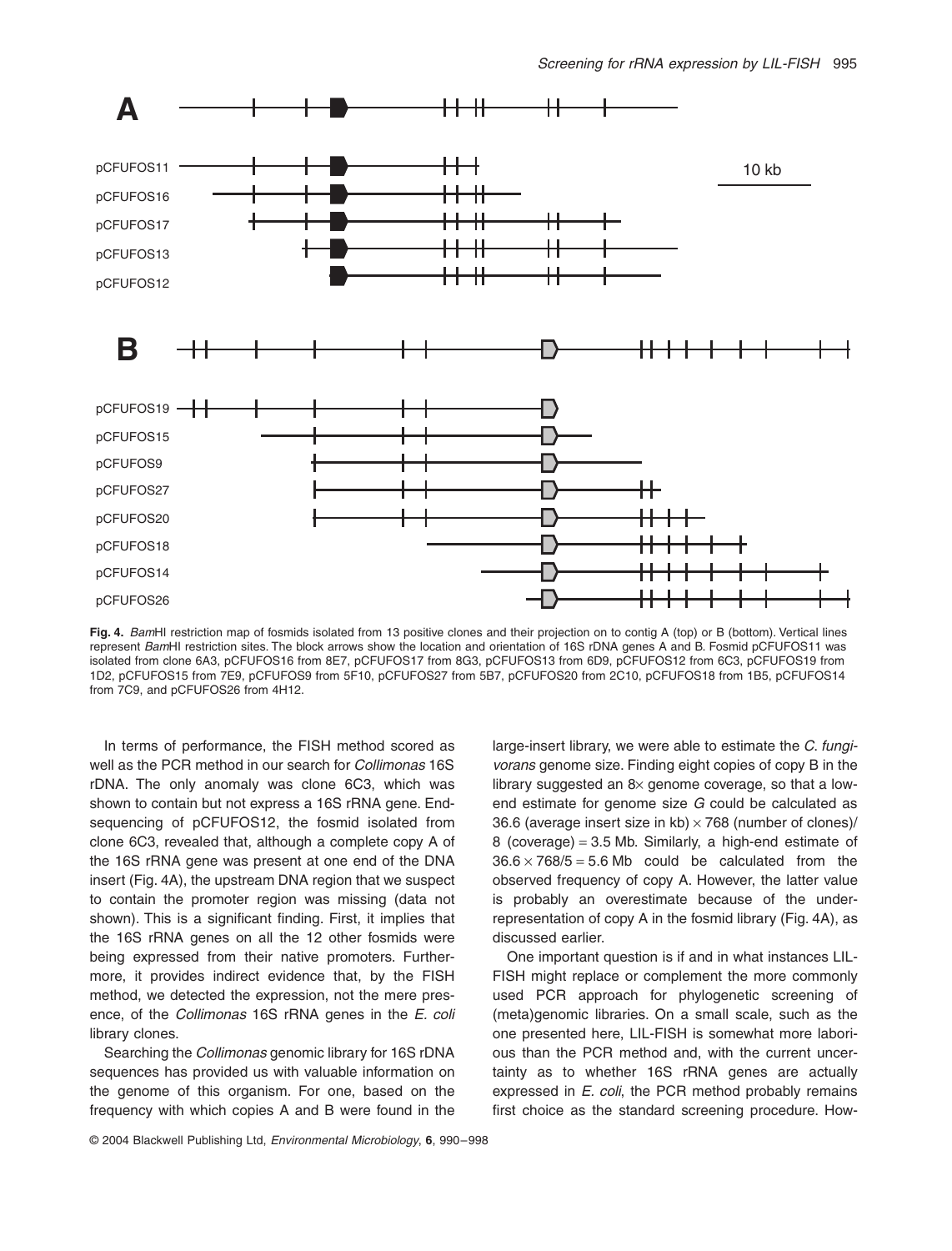**Fig. 4.** *Bam*HI restriction map of fosmids isolated from 13 positive clones and their projection on to contig A (top) or B (bottom). Vertical lines represent *Bam*HI restriction sites. The block arrows show the location and orientation of 16S rDNA genes A and B. Fosmid pCFUFOS11 was isolated from clone 6A3, pCFUFOS16 from 8E7, pCFUFOS17 from 8G3, pCFUFOS13 from 6D9, pCFUFOS12 from 6C3, pCFUFOS19 from 1D2, pCFUFOS15 from 7E9, pCFUFOS9 from 5F10, pCFUFOS27 from 5B7, pCFUFOS20 from 2C10, pCFUFOS18 from 1B5, pCFUFOS14 from 7C9, and pCFUFOS26 from 4H12.

In terms of performance, the FISH method scored as well as the PCR method in our search for *Collimonas* 16S rDNA. The only anomaly was clone 6C3, which was shown to contain but not express a 16S rRNA gene. End-sequencing of pCFUFOS12, the fosmid isolated from clone 6C3, revealed that, although a complete copy A of the 16S rRNA gene was present at one end of the DNA insert (Fig. 4A), the upstream DNA region that we suspect to contain the promoter region was missing (data not shown). This is a significant finding. First, it implies that the 16S rRNA genes on all the 12 other fosmids were being expressed from their native promoters. Furthermore, it provides indirect evidence that, by the FISH method, we detected the expression, not the mere presence, of the *Collimonas* 16S rRNA genes in the *E. coli* library clones.

Searching the *Collimonas* genomic library for 16S rDNA sequences has provided us with valuable information on the genome of this organism. For one, based on the frequency with which copies A and B were found in the large-insert library, we were able to estimate the *C. fungivorans* genome size. Finding eight copies of copy B in the library suggested an 8× genome coverage, so that a low-end estimate for genome size *G* could be calculated as 36.6 (average insert size in kb) × 768 (number of clones)/ 8 (coverage) = 3.5 Mb. Similarly, a high-end estimate of $36.6 \times 768/5 = 5.6$ Mb could be calculated from the observed frequency of copy A. However, the latter value is probably an overestimate because of the underrepresentation of copy A in the fosmid library (Fig. 4A), as discussed earlier.

One important question is if and in what instances LIL-FISH might replace or complement the more commonly used PCR approach for phylogenetic screening of (meta)genomic libraries. On a small scale, such as the one presented here, LIL-FISH is somewhat more laborious than the PCR method and, with the current uncertainty as to whether 16S rRNA genes are actually expressed in *E. coli*, the PCR method probably remains first choice as the standard screening procedure. How-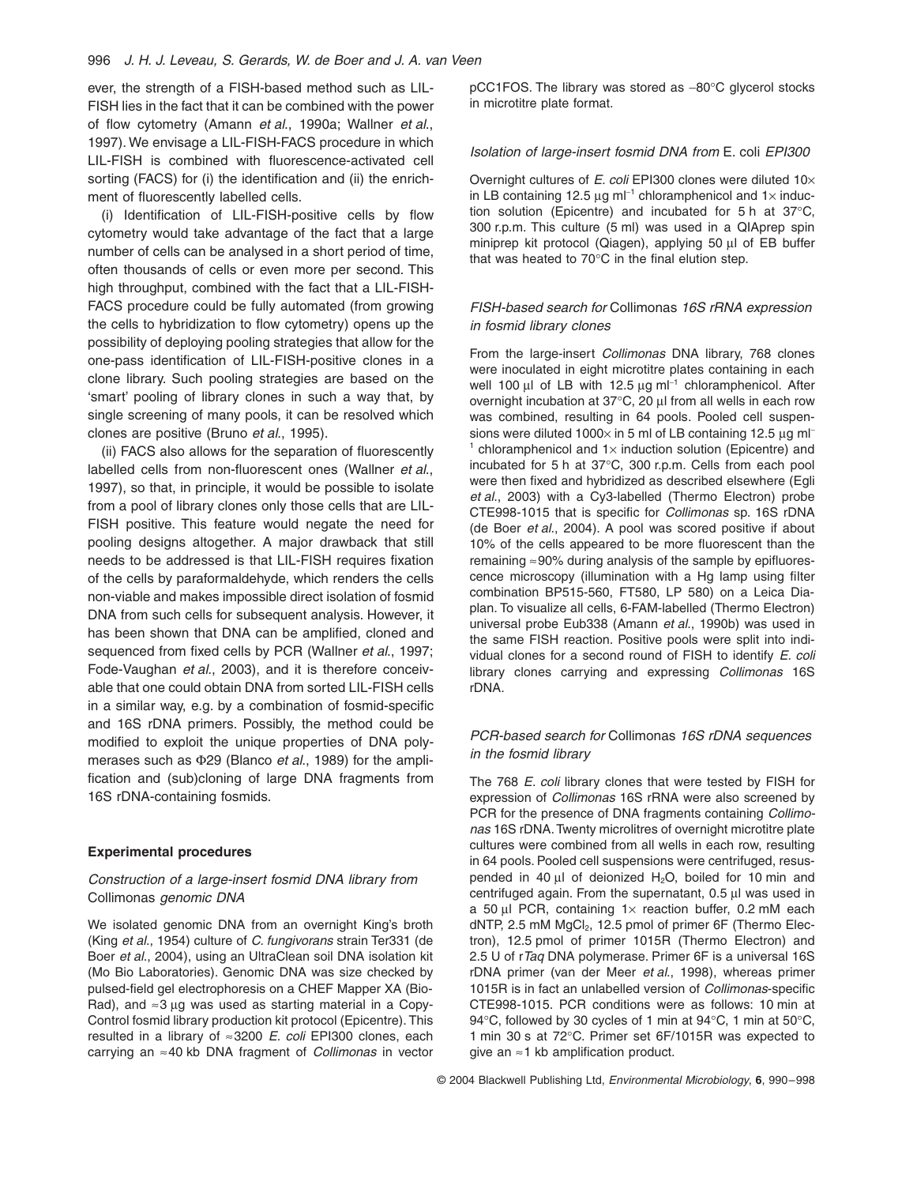ever, the strength of a FISH-based method such as LIL-FISH lies in the fact that it can be combined with the power of flow cytometry (Amann *et al*., 1990a; Wallner *et al*., 1997). We envisage a LIL-FISH-FACS procedure in which LIL-FISH is combined with fluorescence-activated cell sorting (FACS) for (i) the identification and (ii) the enrichment of fluorescently labelled cells.

(i) Identification of LIL-FISH-positive cells by flow cytometry would take advantage of the fact that a large number of cells can be analysed in a short period of time, often thousands of cells or even more per second. This high throughput, combined with the fact that a LIL-FISH-FACS procedure could be fully automated (from growing the cells to hybridization to flow cytometry) opens up the possibility of deploying pooling strategies that allow for the one-pass identification of LIL-FISH-positive clones in a clone library. Such pooling strategies are based on the 'smart' pooling of library clones in such a way that, by single screening of many pools, it can be resolved which clones are positive (Bruno *et al*., 1995).

(ii) FACS also allows for the separation of fluorescently labelled cells from non-fluorescent ones (Wallner *et al*., 1997), so that, in principle, it would be possible to isolate from a pool of library clones only those cells that are LIL-FISH positive. This feature would negate the need for pooling designs altogether. A major drawback that still needs to be addressed is that LIL-FISH requires fixation of the cells by paraformaldehyde, which renders the cells non-viable and makes impossible direct isolation of fosmid DNA from such cells for subsequent analysis. However, it has been shown that DNA can be amplified, cloned and sequenced from fixed cells by PCR (Wallner *et al*., 1997; Fode-Vaughan *et al*., 2003), and it is therefore conceivable that one could obtain DNA from sorted LIL-FISH cells in a similar way, e.g. by a combination of fosmid-specific and 16S rDNA primers. Possibly, the method could be modified to exploit the unique properties of DNA polymerases such as Φ29 (Blanco *et al*., 1989) for the amplification and (sub)cloning of large DNA fragments from 16S rDNA-containing fosmids.

## Experimental procedures

### *Construction of a large-insert fosmid DNA library from* Collimonas *genomic DNA*

We isolated genomic DNA from an overnight King's broth (King *et al*., 1954) culture of *C. fungivorans* strain Ter331 (de Boer *et al*., 2004), using an UltraClean soil DNA isolation kit (Mo Bio Laboratories). Genomic DNA was size checked by pulsed-field gel electrophoresis on a CHEF Mapper XA (Bio-Rad), and ≈3 μg was used as starting material in a Copy-Control fosmid library production kit protocol (Epicentre). This resulted in a library of ≈3200 *E. coli* EPI300 clones, each carrying an ≈40 kb DNA fragment of *Collimonas* in vector pCC1FOS. The library was stored as −80°C glycerol stocks in microtitre plate format.

### *Isolation of large-insert fosmid DNA from* E. coli *EPI300*

Overnight cultures of *E. coli* EPI300 clones were diluted 10× in LB containing 12.5 μg $ml^{-1}$ chloramphenicol and 1× induction solution (Epicentre) and incubated for 5 h at 37°C, 300 r.p.m. This culture (5 ml) was used in a QIAprep spin miniprep kit protocol (Qiagen), applying 50 μl of EB buffer that was heated to 70°C in the final elution step.

### *FISH-based search for* Collimonas *16S rRNA expression in fosmid library clones*

From the large-insert *Collimonas* DNA library, 768 clones were inoculated in eight microtitre plates containing in each well 100 μl of LB with 12.5 μg $ml^{-1}$ chloramphenicol. After overnight incubation at 37°C, 20 μl from all wells in each row was combined, resulting in 64 pools. Pooled cell suspensions were diluted 1000× in 5 ml of LB containing 12.5 μg $ml^{-1}$ chloramphenicol and 1× induction solution (Epicentre) and incubated for 5 h at 37°C, 300 r.p.m. Cells from each pool were then fixed and hybridized as described elsewhere (Egli *et al*., 2003) with a Cy3-labelled (Thermo Electron) probe CTE998-1015 that is specific for *Collimonas* sp. 16S rDNA (de Boer *et al*., 2004). A pool was scored positive if about 10% of the cells appeared to be more fluorescent than the remaining ≈90% during analysis of the sample by epifluorescence microscopy (illumination with a Hg lamp using filter combination BP515-560, FT580, LP 580) on a Leica Diaplan. To visualize all cells, 6-FAM-labelled (Thermo Electron) universal probe Eub338 (Amann *et al*., 1990b) was used in the same FISH reaction. Positive pools were split into individual clones for a second round of FISH to identify *E. coli* library clones carrying and expressing *Collimonas* 16S rDNA.

### *PCR-based search for* Collimonas *16S rDNA sequences in the fosmid library*

The 768 *E. coli* library clones that were tested by FISH for expression of *Collimonas* 16S rRNA were also screened by PCR for the presence of DNA fragments containing *Collimonas* 16S rDNA. Twenty microlitres of overnight microtitre plate cultures were combined from all wells in each row, resulting in 64 pools. Pooled cell suspensions were centrifuged, resuspended in 40 μl of deionized $H_2O$, boiled for 10 min and centrifuged again. From the supernatant, 0.5 μl was used in a 50 μl PCR, containing 1× reaction buffer, 0.2 mM each dNTP, 2.5 mM $MgCl_2$, 12.5 pmol of primer 6F (Thermo Electron), 12.5 pmol of primer 1015R (Thermo Electron) and 2.5 U of r*Taq* DNA polymerase. Primer 6F is a universal 16S rDNA primer (van der Meer *et al*., 1998), whereas primer 1015R is in fact an unlabelled version of *Collimonas*-specific CTE998-1015. PCR conditions were as follows: 10 min at 94°C, followed by 30 cycles of 1 min at 94°C, 1 min at 50°C, 1 min 30 s at 72°C. Primer set 6F/1015R was expected to give an ≈1 kb amplification product.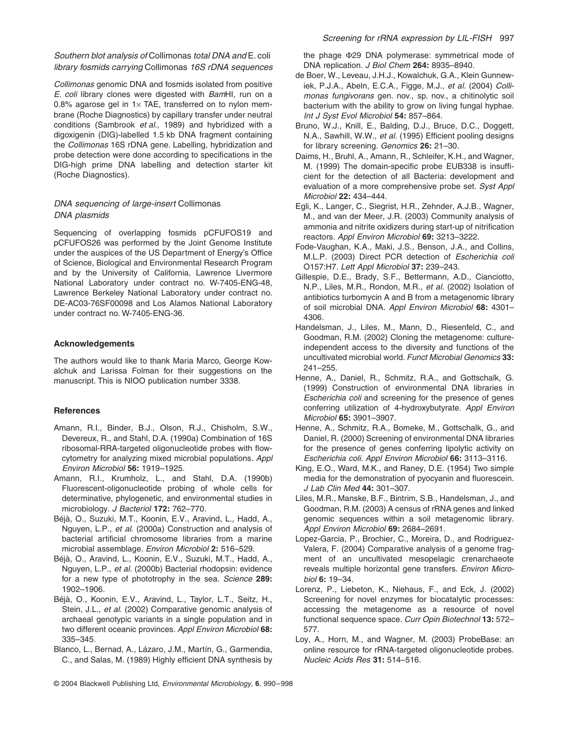### *Southern blot analysis of* Collimonas *total DNA and* E. coli *library fosmids carrying* Collimonas *16S rDNA sequences*

*Collimonas* genomic DNA and fosmids isolated from positive *E. coli* library clones were digested with *Bam*HI, run on a 0.8% agarose gel in 1× TAE, transferred on to nylon membrane (Roche Diagnostics) by capillary transfer under neutral conditions (Sambrook *et al*., 1989) and hybridized with a digoxigenin (DIG)-labelled 1.5 kb DNA fragment containing the *Collimonas* 16S rDNA gene. Labelling, hybridization and probe detection were done according to specifications in the DIG-high prime DNA labelling and detection starter kit (Roche Diagnostics).

### *DNA sequencing of large-insert* Collimonas *DNA plasmids*

Sequencing of overlapping fosmids pCFUFOS19 and pCFUFOS26 was performed by the Joint Genome Institute under the auspices of the US Department of Energy's Office of Science, Biological and Environmental Research Program and by the University of California, Lawrence Livermore National Laboratory under contract no. W-7405-ENG-48, Lawrence Berkeley National Laboratory under contract no. DE-AC03-76SF00098 and Los Alamos National Laboratory under contract no. W-7405-ENG-36.

## Acknowledgements

The authors would like to thank Maria Marco, George Kowalchuk and Larissa Folman for their suggestions on the manuscript. This is NIOO publication number 3338.

## References

Amann, R.I., Binder, B.J., Olson, R.J., Chisholm, S.W., Devereux, R., and Stahl, D.A. (1990a) Combination of 16S ribosomal-RRA-targeted oligonucleotide probes with flow-cytometry for analyzing mixed microbial populations. *Appl Environ Microbiol* **56:** 1919–1925.

Amann, R.I., Krumholz, L., and Stahl, D.A. (1990b) Fluorescent-oligonucleotide probing of whole cells for determinative, phylogenetic, and environmental studies in microbiology. *J Bacteriol* **172:** 762–770.

Béjà, O., Suzuki, M.T., Koonin, E.V., Aravind, L., Hadd, A., Nguyen, L.P., *et al.* (2000a) Construction and analysis of bacterial artificial chromosome libraries from a marine microbial assemblage. *Environ Microbiol* **2:** 516–529.

Béjà, O., Aravind, L., Koonin, E.V., Suzuki, M.T., Hadd, A., Nguyen, L.P., *et al.* (2000b) Bacterial rhodopsin: evidence for a new type of phototrophy in the sea. *Science* **289:** 1902–1906.

Béjà, O., Koonin, E.V., Aravind, L., Taylor, L.T., Seitz, H., Stein, J.L., *et al.* (2002) Comparative genomic analysis of archaeal genotypic variants in a single population and in two different oceanic provinces. *Appl Environ Microbiol* **68:** 335–345.

Blanco, L., Bernad, A., Lázaro, J.M., Martín, G., Garmendia, C., and Salas, M. (1989) Highly efficient DNA synthesis by the phage Φ29 DNA polymerase: symmetrical mode of DNA replication. *J Biol Chem* **264:** 8935–8940.

de Boer, W., Leveau, J.H.J., Kowalchuk, G.A., Klein Gunnewiek, P.J.A., Abeln, E.C.A., Figge, M.J., *et al.* (2004) *Collimonas fungivorans* gen. nov., sp. nov., a chitinolytic soil bacterium with the ability to grow on living fungal hyphae. *Int J Syst Evol Microbiol* **54:** 857–864.

Bruno, W.J., Knill, E., Balding, D.J., Bruce, D.C., Doggett, N.A., Sawhill, W.W., *et al.* (1995) Efficient pooling designs for library screening. *Genomics* **26:** 21–30.

Daims, H., Bruhl, A., Amann, R., Schleifer, K.H., and Wagner, M. (1999) The domain-specific probe EUB338 is insufficient for the detection of all Bacteria: development and evaluation of a more comprehensive probe set. *Syst Appl Microbiol* **22:** 434–444.

Egli, K., Langer, C., Siegrist, H.R., Zehnder, A.J.B., Wagner, M., and van der Meer, J.R. (2003) Community analysis of ammonia and nitrite oxidizers during start-up of nitrification reactors. *Appl Environ Microbiol* **69:** 3213–3222.

Fode-Vaughan, K.A., Maki, J.S., Benson, J.A., and Collins, M.L.P. (2003) Direct PCR detection of *Escherichia coli* O157:H7. *Lett Appl Microbiol* **37:** 239–243.

Gillespie, D.E., Brady, S.F., Bettermann, A.D., Cianciotto, N.P., Liles, M.R., Rondon, M.R., *et al.* (2002) Isolation of antibiotics turbomycin A and B from a metagenomic library of soil microbial DNA. *Appl Environ Microbiol* **68:** 4301–4306.

Handelsman, J., Liles, M., Mann, D., Riesenfeld, C., and Goodman, R.M. (2002) Cloning the metagenome: culture-independent access to the diversity and functions of the uncultivated microbial world. *Funct Microbial Genomics* **33:** 241–255.

Henne, A., Daniel, R., Schmitz, R.A., and Gottschalk, G. (1999) Construction of environmental DNA libraries in *Escherichia coli* and screening for the presence of genes conferring utilization of 4-hydroxybutyrate. *Appl Environ Microbiol* **65:** 3901–3907.

Henne, A., Schmitz, R.A., Bomeke, M., Gottschalk, G., and Daniel, R. (2000) Screening of environmental DNA libraries for the presence of genes conferring lipolytic activity on *Escherichia coli*. *Appl Environ Microbiol* **66:** 3113–3116.

King, E.O., Ward, M.K., and Raney, D.E. (1954) Two simple media for the demonstration of pyocyanin and fluorescein. *J Lab Clin Med* **44:** 301–307.

Liles, M.R., Manske, B.F., Bintrim, S.B., Handelsman, J., and Goodman, R.M. (2003) A census of rRNA genes and linked genomic sequences within a soil metagenomic library. *Appl Environ Microbiol* **69:** 2684–2691.

Lopez-Garcia, P., Brochier, C., Moreira, D., and Rodriguez-Valera, F. (2004) Comparative analysis of a genome fragment of an uncultivated mesopelagic crenarchaeote reveals multiple horizontal gene transfers. *Environ Microbiol* **6:** 19–34.

Lorenz, P., Liebeton, K., Niehaus, F., and Eck, J. (2002) Screening for novel enzymes for biocatalytic processes: accessing the metagenome as a resource of novel functional sequence space. *Curr Opin Biotechnol* **13:** 572–577.

Loy, A., Horn, M., and Wagner, M. (2003) ProbeBase: an online resource for rRNA-targeted oligonucleotide probes. *Nucleic Acids Res* **31:** 514–516.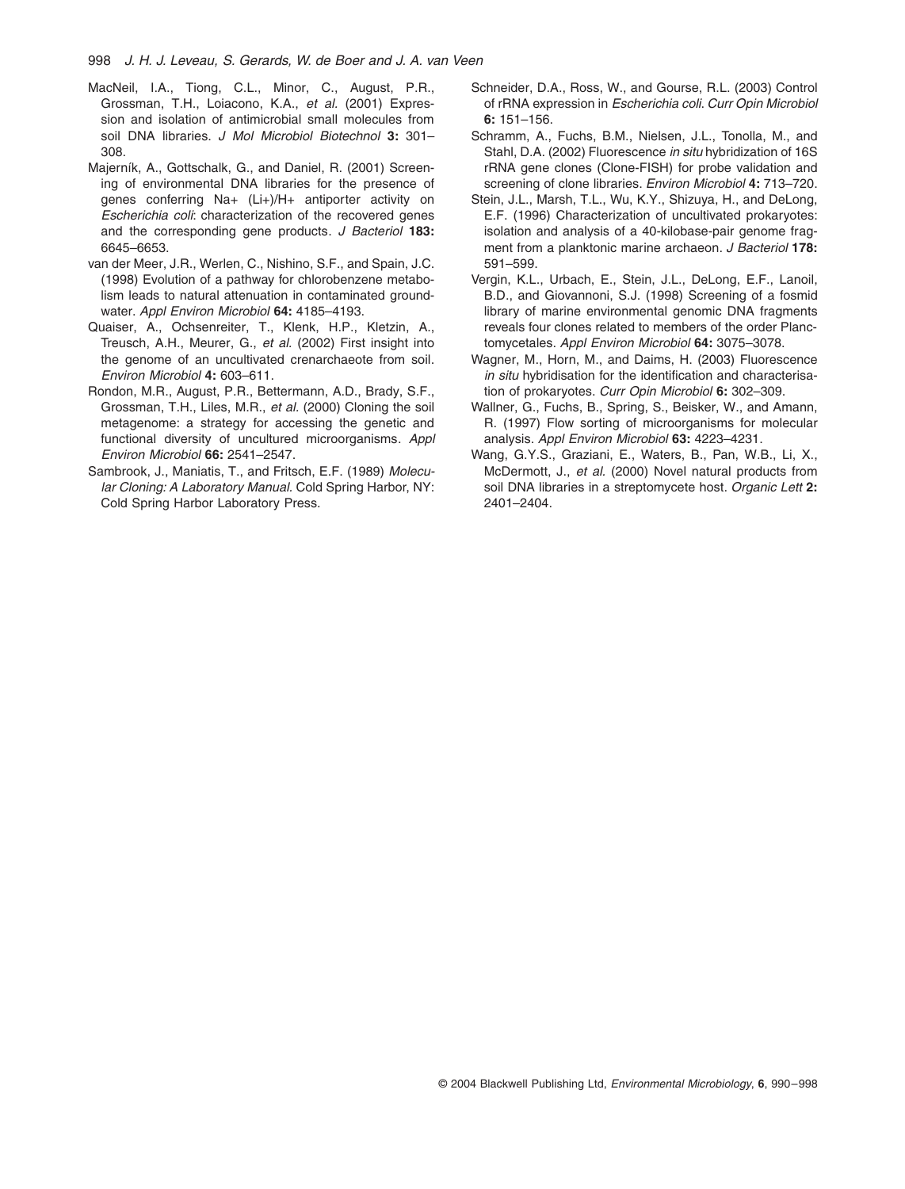MacNeil, I.A., Tiong, C.L., Minor, C., August, P.R., Grossman, T.H., Loiacono, K.A., *et al*. (2001) Expression and isolation of antimicrobial small molecules from soil DNA libraries. *J Mol Microbiol Biotechnol* **3:** 301–308.

Majerník, A., Gottschalk, G., and Daniel, R. (2001) Screening of environmental DNA libraries for the presence of genes conferring Na+ (Li+)/H+ antiporter activity on *Escherichia coli*: characterization of the recovered genes and the corresponding gene products. *J Bacteriol* **183:** 6645–6653.

van der Meer, J.R., Werlen, C., Nishino, S.F., and Spain, J.C. (1998) Evolution of a pathway for chlorobenzene metabolism leads to natural attenuation in contaminated groundwater. *Appl Environ Microbiol* **64:** 4185–4193.

Quaiser, A., Ochsenreiter, T., Klenk, H.P., Kletzin, A., Treusch, A.H., Meurer, G., *et al*. (2002) First insight into the genome of an uncultivated crenarchaeote from soil. *Environ Microbiol* **4:** 603–611.

Rondon, M.R., August, P.R., Bettermann, A.D., Brady, S.F., Grossman, T.H., Liles, M.R., *et al.* (2000) Cloning the soil metagenome: a strategy for accessing the genetic and functional diversity of uncultured microorganisms. *Appl Environ Microbiol* **66:** 2541–2547.

Sambrook, J., Maniatis, T., and Fritsch, E.F. (1989) *Molecular Cloning: A Laboratory Manual.* Cold Spring Harbor, NY: Cold Spring Harbor Laboratory Press.

Schneider, D.A., Ross, W., and Gourse, R.L. (2003) Control of rRNA expression in *Escherichia coli*. *Curr Opin Microbiol* **6:** 151–156.

Schramm, A., Fuchs, B.M., Nielsen, J.L., Tonolla, M., and Stahl, D.A. (2002) Fluorescence *in situ* hybridization of 16S rRNA gene clones (Clone-FISH) for probe validation and screening of clone libraries. *Environ Microbiol* **4:** 713–720.

Stein, J.L., Marsh, T.L., Wu, K.Y., Shizuya, H., and DeLong, E.F. (1996) Characterization of uncultivated prokaryotes: isolation and analysis of a 40-kilobase-pair genome fragment from a planktonic marine archaeon. *J Bacteriol* **178:** 591–599.

Vergin, K.L., Urbach, E., Stein, J.L., DeLong, E.F., Lanoil, B.D., and Giovannoni, S.J. (1998) Screening of a fosmid library of marine environmental genomic DNA fragments reveals four clones related to members of the order Planctomycetales. *Appl Environ Microbiol* **64:** 3075–3078.

Wagner, M., Horn, M., and Daims, H. (2003) Fluorescence *in situ* hybridisation for the identification and characterisation of prokaryotes. *Curr Opin Microbiol* **6:** 302–309.

Wallner, G., Fuchs, B., Spring, S., Beisker, W., and Amann, R. (1997) Flow sorting of microorganisms for molecular analysis. *Appl Environ Microbiol* **63:** 4223–4231.

Wang, G.Y.S., Graziani, E., Waters, B., Pan, W.B., Li, X., McDermott, J., *et al.* (2000) Novel natural products from soil DNA libraries in a streptomycete host. *Organic Lett* **2:** 2401–2404.